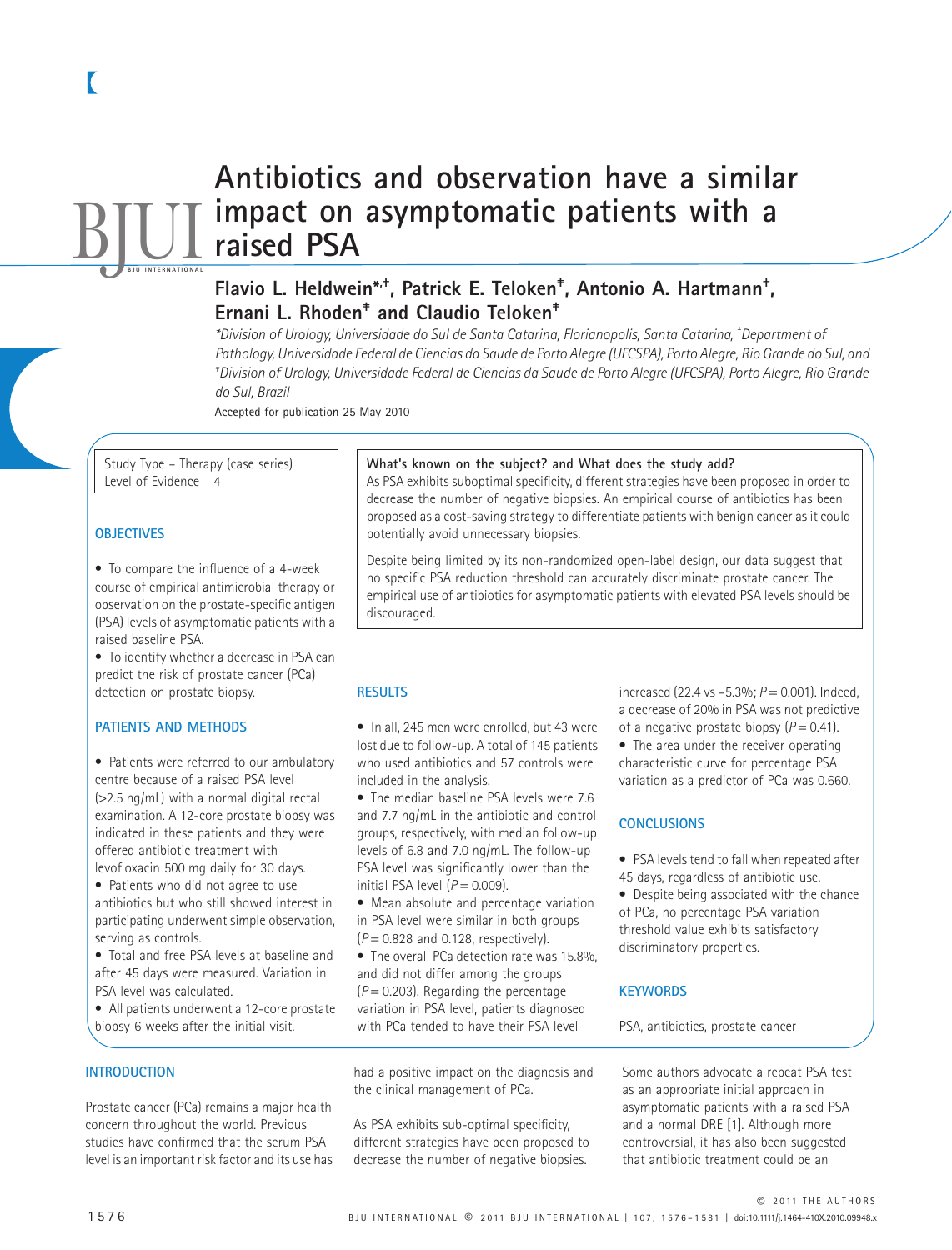# Antibiotics and observation have a similar impact on asymptomatic patients with a raised PSA

**Flavio L. Heldwein*,†, Patrick E. Teloken‡, Antonio A. Hartmann†, Ernani L. Rhoden‡ and Claudio Teloken‡**

*\*Division of Urology, Universidade do Sul de Santa Catarina, Florianopolis, Santa Catarina, †Department of Pathology, Universidade Federal de Ciencias da Saude de Porto Alegre (UFCSPA), Porto Alegre, Rio Grande do Sul, and ‡Division of Urology, Universidade Federal de Ciencias da Saude de Porto Alegre (UFCSPA), Porto Alegre, Rio Grande do Sul, Brazil*

Accepted for publication 25 May 2010

Study Type – Therapy (case series)
Level of Evidence 4

**What's known on the subject? and What does the study add?**

As PSA exhibits suboptimal specificity, different strategies have been proposed in order to decrease the number of negative biopsies. An empirical course of antibiotics has been proposed as a cost-saving strategy to differentiate patients with benign cancer as it could potentially avoid unnecessary biopsies.

Despite being limited by its non-randomized open-label design, our data suggest that no specific PSA reduction threshold can accurately discriminate prostate cancer. The empirical use of antibiotics for asymptomatic patients with elevated PSA levels should be discouraged.

## OBJECTIVES

- To compare the influence of a 4-week course of empirical antimicrobial therapy or observation on the prostate-specific antigen (PSA) levels of asymptomatic patients with a raised baseline PSA.
- To identify whether a decrease in PSA can predict the risk of prostate cancer (PCa) detection on prostate biopsy.

## PATIENTS AND METHODS

- Patients were referred to our ambulatory centre because of a raised PSA level (>2.5 ng/mL) with a normal digital rectal examination. A 12-core prostate biopsy was indicated in these patients and they were offered antibiotic treatment with levofloxacin 500 mg daily for 30 days.
- Patients who did not agree to use antibiotics but who still showed interest in participating underwent simple observation, serving as controls.
- Total and free PSA levels at baseline and after 45 days were measured. Variation in PSA level was calculated.
- All patients underwent a 12-core prostate biopsy 6 weeks after the initial visit.

## RESULTS

- In all, 245 men were enrolled, but 43 were lost due to follow-up. A total of 145 patients who used antibiotics and 57 controls were included in the analysis.
- The median baseline PSA levels were 7.6 and 7.7 ng/mL in the antibiotic and control groups, respectively, with median follow-up levels of 6.8 and 7.0 ng/mL. The follow-up PSA level was significantly lower than the initial PSA level ($P = 0.009$).
- Mean absolute and percentage variation in PSA level were similar in both groups ($P = 0.828$ and 0.128, respectively).
- The overall PCa detection rate was 15.8%, and did not differ among the groups ($P = 0.203$). Regarding the percentage variation in PSA level, patients diagnosed with PCa tended to have their PSA level increased (22.4 vs –5.3%; $P = 0.001$). Indeed, a decrease of 20% in PSA was not predictive of a negative prostate biopsy ($P = 0.41$).
- The area under the receiver operating characteristic curve for percentage PSA variation as a predictor of PCa was 0.660.

## CONCLUSIONS

- PSA levels tend to fall when repeated after 45 days, regardless of antibiotic use.
- Despite being associated with the chance of PCa, no percentage PSA variation threshold value exhibits satisfactory discriminatory properties.

## KEYWORDS

PSA, antibiotics, prostate cancer

## INTRODUCTION

Prostate cancer (PCa) remains a major health concern throughout the world. Previous studies have confirmed that the serum PSA level is an important risk factor and its use has had a positive impact on the diagnosis and the clinical management of PCa.

As PSA exhibits sub-optimal specificity, different strategies have been proposed to decrease the number of negative biopsies. Some authors advocate a repeat PSA test as an appropriate initial approach in asymptomatic patients with a raised PSA and a normal DRE [1]. Although more controversial, it has also been suggested that antibiotic treatment could be an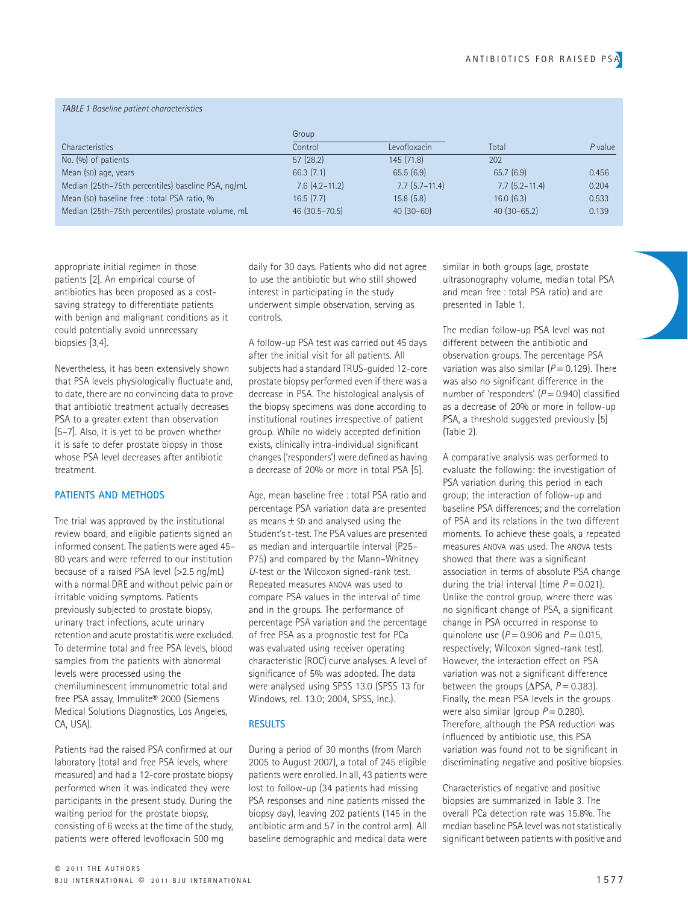TABLE 1 Baseline patient characteristics

| Characteristics | Group | | Total | *P* value |
|---|---|---|---|---|
| | Control | Levofloxacin | | |
| No. (%) of patients | 57 (28.2) | 145 (71.8) | 202 | |
| Mean (SD) age, years | 66.3 (7.1) | 65.5 (6.9) | 65.7 (6.9) | 0.456 |
| Median (25th–75th percentiles) baseline PSA, ng/mL | 7.6 (4.2–11.2) | 7.7 (5.7–11.4) | 7.7 (5.2–11.4) | 0.204 |
| Mean (SD) baseline free : total PSA ratio, % | 16.5 (7.7) | 15.8 (5.8) | 16.0 (6.3) | 0.533 |
| Median (25th–75th percentiles) prostate volume, mL | 46 (30.5–70.5) | 40 (30–60) | 40 (30–65.2) | 0.139 |

appropriate initial regimen in those patients [2]. An empirical course of antibiotics has been proposed as a cost-saving strategy to differentiate patients with benign and malignant conditions as it could potentially avoid unnecessary biopsies [3,4].

Nevertheless, it has been extensively shown that PSA levels physiologically fluctuate and, to date, there are no convincing data to prove that antibiotic treatment actually decreases PSA to a greater extent than observation [5–7]. Also, it is yet to be proven whether it is safe to defer prostate biopsy in those whose PSA level decreases after antibiotic treatment.

## PATIENTS AND METHODS

The trial was approved by the institutional review board, and eligible patients signed an informed consent. The patients were aged 45–80 years and were referred to our institution because of a raised PSA level (>2.5 ng/mL) with a normal DRE and without pelvic pain or irritable voiding symptoms. Patients previously subjected to prostate biopsy, urinary tract infections, acute urinary retention and acute prostatitis were excluded. To determine total and free PSA levels, blood samples from the patients with abnormal levels were processed using the chemiluminescent immunometric total and free PSA assay, Immulite® 2000 (Siemens Medical Solutions Diagnostics, Los Angeles, CA, USA).

Patients had the raised PSA confirmed at our laboratory (total and free PSA levels, where measured) and had a 12-core prostate biopsy performed when it was indicated they were participants in the present study. During the waiting period for the prostate biopsy, consisting of 6 weeks at the time of the study, patients were offered levofloxacin 500 mg daily for 30 days. Patients who did not agree to use the antibiotic but who still showed interest in participating in the study underwent simple observation, serving as controls.

A follow-up PSA test was carried out 45 days after the initial visit for all patients. All subjects had a standard TRUS-guided 12-core prostate biopsy performed even if there was a decrease in PSA. The histological analysis of the biopsy specimens was done according to institutional routines irrespective of patient group. While no widely accepted definition exists, clinically intra-individual significant changes ('responders') were defined as having a decrease of 20% or more in total PSA [5].

Age, mean baseline free : total PSA ratio and percentage PSA variation data are presented as means ± SD and analysed using the Student's t-test. The PSA values are presented as median and interquartile interval (P25–P75) and compared by the Mann–Whitney *U*-test or the Wilcoxon signed-rank test. Repeated measures ANOVA was used to compare PSA values in the interval of time and in the groups. The performance of percentage PSA variation and the percentage of free PSA as a prognostic test for PCa was evaluated using receiver operating characteristic (ROC) curve analyses. A level of significance of 5% was adopted. The data were analysed using SPSS 13.0 (SPSS 13 for Windows, rel. 13.0; 2004, SPSS, Inc.).

## RESULTS

During a period of 30 months (from March 2005 to August 2007), a total of 245 eligible patients were enrolled. In all, 43 patients were lost to follow-up (34 patients had missing PSA responses and nine patients missed the biopsy day), leaving 202 patients (145 in the antibiotic arm and 57 in the control arm). All baseline demographic and medical data were similar in both groups (age, prostate ultrasonography volume, median total PSA and mean free : total PSA ratio) and are presented in Table 1.

The median follow-up PSA level was not different between the antibiotic and observation groups. The percentage PSA variation was also similar ($P = 0.129$). There was also no significant difference in the number of 'responders' ($P = 0.940$) classified as a decrease of 20% or more in follow-up PSA, a threshold suggested previously [5] (Table 2).

A comparative analysis was performed to evaluate the following: the investigation of PSA variation during this period in each group; the interaction of follow-up and baseline PSA differences; and the correlation of PSA and its relations in the two different moments. To achieve these goals, a repeated measures ANOVA was used. The ANOVA tests showed that there was a significant association in terms of absolute PSA change during the trial interval (time $P = 0.021$). Unlike the control group, where there was no significant change of PSA, a significant change in PSA occurred in response to quinolone use ($P = 0.906$ and $P = 0.015$, respectively; Wilcoxon signed-rank test). However, the interaction effect on PSA variation was not a significant difference between the groups ($\Delta$PSA, $P = 0.383$). Finally, the mean PSA levels in the groups were also similar (group $P = 0.280$). Therefore, although the PSA reduction was influenced by antibiotic use, this PSA variation was found not to be significant in discriminating negative and positive biopsies.

Characteristics of negative and positive biopsies are summarized in Table 3. The overall PCa detection rate was 15.8%. The median baseline PSA level was not statistically significant between patients with positive and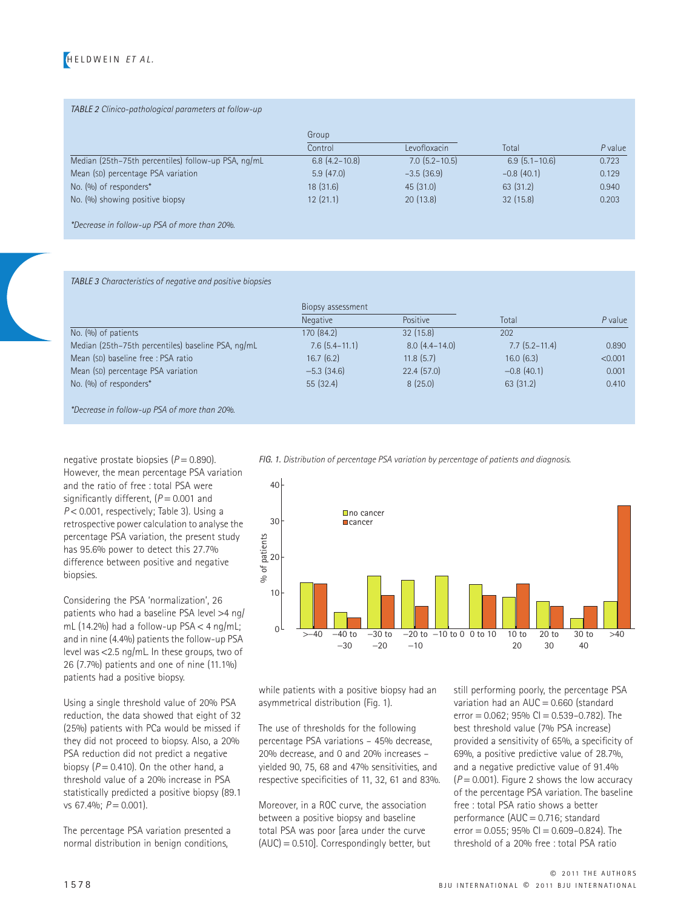*TABLE 2 Clinico-pathological parameters at follow-up*

| | Group | | | |
|---|---|---|---|---|
| | Control | Levofloxacin | Total | *P* value |
| Median (25th–75th percentiles) follow-up PSA, ng/mL | 6.8 (4.2–10.8) | 7.0 (5.2–10.5) | 6.9 (5.1–10.6) | 0.723 |
| Mean (SD) percentage PSA variation | 5.9 (47.0) | −3.5 (36.9) | −0.8 (40.1) | 0.129 |
| No. (%) of responders* | 18 (31.6) | 45 (31.0) | 63 (31.2) | 0.940 |
| No. (%) showing positive biopsy | 12 (21.1) | 20 (13.8) | 32 (15.8) | 0.203 |

*Decrease in follow-up PSA of more than 20%.

*TABLE 3 Characteristics of negative and positive biopsies*

| | Biopsy assessment | | | |
|---|---|---|---|---|
| | Negative | Positive | Total | *P* value |
| No. (%) of patients | 170 (84.2) | 32 (15.8) | 202 | |
| Median (25th–75th percentiles) baseline PSA, ng/mL | 7.6 (5.4–11.1) | 8.0 (4.4–14.0) | 7.7 (5.2–11.4) | 0.890 |
| Mean (SD) baseline free : PSA ratio | 16.7 (6.2) | 11.8 (5.7) | 16.0 (6.3) | <0.001 |
| Mean (SD) percentage PSA variation | −5.3 (34.6) | 22.4 (57.0) | −0.8 (40.1) | 0.001 |
| No. (%) of responders* | 55 (32.4) | 8 (25.0) | 63 (31.2) | 0.410 |

*Decrease in follow-up PSA of more than 20%.

negative prostate biopsies ($P = 0.890$). However, the mean percentage PSA variation and the ratio of free : total PSA were significantly different, ($P = 0.001$ and $P < 0.001$, respectively; Table 3). Using a retrospective power calculation to analyse the percentage PSA variation, the present study has 95.6% power to detect this 27.7% difference between positive and negative biopsies.

Considering the PSA 'normalization', 26 patients who had a baseline PSA level >4 ng/mL (14.2%) had a follow-up PSA < 4 ng/mL; and in nine (4.4%) patients the follow-up PSA level was <2.5 ng/mL. In these groups, two of 26 (7.7%) patients and one of nine (11.1%) patients had a positive biopsy.

Using a single threshold value of 20% PSA reduction, the data showed that eight of 32 (25%) patients with PCa would be missed if they did not proceed to biopsy. Also, a 20% PSA reduction did not predict a negative biopsy ($P = 0.410$). On the other hand, a threshold value of a 20% increase in PSA statistically predicted a positive biopsy (89.1 vs 67.4%; $P = 0.001$).

The percentage PSA variation presented a normal distribution in benign conditions, while patients with a positive biopsy had an asymmetrical distribution (Fig. 1).

*FIG. 1. Distribution of percentage PSA variation by percentage of patients and diagnosis.*

The use of thresholds for the following percentage PSA variations – 45% decrease, 20% decrease, and 0 and 20% increases – yielded 90, 75, 68 and 47% sensitivities, and respective specificities of 11, 32, 61 and 83%.

Moreover, in a ROC curve, the association between a positive biopsy and baseline total PSA was poor [area under the curve (AUC) = 0.510]. Correspondingly better, but still performing poorly, the percentage PSA variation had an AUC = 0.660 (standard error = 0.062; 95% CI = 0.539–0.782). The best threshold value (7% PSA increase) provided a sensitivity of 65%, a specificity of 69%, a positive predictive value of 28.7%, and a negative predictive value of 91.4% ($P = 0.001$). Figure 2 shows the low accuracy of the percentage PSA variation. The baseline free : total PSA ratio shows a better performance (AUC = 0.716; standard error = 0.055; 95% CI = 0.609–0.824). The threshold of a 20% free : total PSA ratio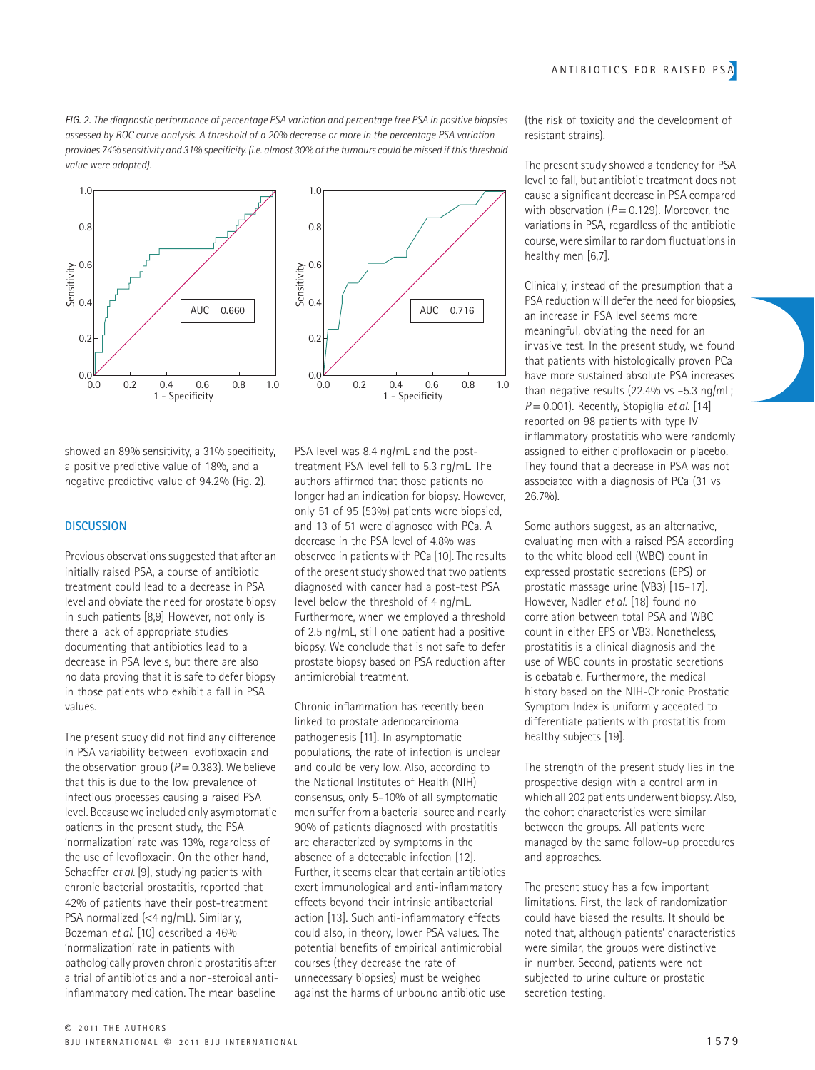*FIG. 2. The diagnostic performance of percentage PSA variation and percentage free PSA in positive biopsies assessed by ROC curve analysis. A threshold of a 20% decrease or more in the percentage PSA variation provides 74% sensitivity and 31% specificity. (i.e. almost 30% of the tumours could be missed if this threshold value were adopted).*

showed an 89% sensitivity, a 31% specificity, a positive predictive value of 18%, and a negative predictive value of 94.2% (Fig. 2).

## DISCUSSION

Previous observations suggested that after an initially raised PSA, a course of antibiotic treatment could lead to a decrease in PSA level and obviate the need for prostate biopsy in such patients [8,9] However, not only is there a lack of appropriate studies documenting that antibiotics lead to a decrease in PSA levels, but there are also no data proving that it is safe to defer biopsy in those patients who exhibit a fall in PSA values.

The present study did not find any difference in PSA variability between levofloxacin and the observation group ($P = 0.383$). We believe that this is due to the low prevalence of infectious processes causing a raised PSA level. Because we included only asymptomatic patients in the present study, the PSA 'normalization' rate was 13%, regardless of the use of levofloxacin. On the other hand, Schaeffer *et al.* [9], studying patients with chronic bacterial prostatitis, reported that 42% of patients have their post-treatment PSA normalized (<4 ng/mL). Similarly, Bozeman *et al.* [10] described a 46% 'normalization' rate in patients with pathologically proven chronic prostatitis after a trial of antibiotics and a non-steroidal anti-inflammatory medication. The mean baseline PSA level was 8.4 ng/mL and the post-treatment PSA level fell to 5.3 ng/mL. The authors affirmed that those patients no longer had an indication for biopsy. However, only 51 of 95 (53%) patients were biopsied, and 13 of 51 were diagnosed with PCa. A decrease in the PSA level of 4.8% was observed in patients with PCa [10]. The results of the present study showed that two patients diagnosed with cancer had a post-test PSA level below the threshold of 4 ng/mL. Furthermore, when we employed a threshold of 2.5 ng/mL, still one patient had a positive biopsy. We conclude that is not safe to defer prostate biopsy based on PSA reduction after antimicrobial treatment.

Chronic inflammation has recently been linked to prostate adenocarcinoma pathogenesis [11]. In asymptomatic populations, the rate of infection is unclear and could be very low. Also, according to the National Institutes of Health (NIH) consensus, only 5–10% of all symptomatic men suffer from a bacterial source and nearly 90% of patients diagnosed with prostatitis are characterized by symptoms in the absence of a detectable infection [12]. Further, it seems clear that certain antibiotics exert immunological and anti-inflammatory effects beyond their intrinsic antibacterial action [13]. Such anti-inflammatory effects could also, in theory, lower PSA values. The potential benefits of empirical antimicrobial courses (they decrease the rate of unnecessary biopsies) must be weighed against the harms of unbound antibiotic use (the risk of toxicity and the development of resistant strains).

The present study showed a tendency for PSA level to fall, but antibiotic treatment does not cause a significant decrease in PSA compared with observation ($P = 0.129$). Moreover, the variations in PSA, regardless of the antibiotic course, were similar to random fluctuations in healthy men [6,7].

Clinically, instead of the presumption that a PSA reduction will defer the need for biopsies, an increase in PSA level seems more meaningful, obviating the need for an invasive test. In the present study, we found that patients with histologically proven PCa have more sustained absolute PSA increases than negative results (22.4% vs –5.3 ng/mL; $P = 0.001$). Recently, Stopiglia *et al.* [14] reported on 98 patients with type IV inflammatory prostatitis who were randomly assigned to either ciprofloxacin or placebo. They found that a decrease in PSA was not associated with a diagnosis of PCa (31 vs 26.7%).

Some authors suggest, as an alternative, evaluating men with a raised PSA according to the white blood cell (WBC) count in expressed prostatic secretions (EPS) or prostatic massage urine (VB3) [15–17]. However, Nadler *et al.* [18] found no correlation between total PSA and WBC count in either EPS or VB3. Nonetheless, prostatitis is a clinical diagnosis and the use of WBC counts in prostatic secretions is debatable. Furthermore, the medical history based on the NIH-Chronic Prostatic Symptom Index is uniformly accepted to differentiate patients with prostatitis from healthy subjects [19].

The strength of the present study lies in the prospective design with a control arm in which all 202 patients underwent biopsy. Also, the cohort characteristics were similar between the groups. All patients were managed by the same follow-up procedures and approaches.

The present study has a few important limitations. First, the lack of randomization could have biased the results. It should be noted that, although patients' characteristics were similar, the groups were distinctive in number. Second, patients were not subjected to urine culture or prostatic secretion testing.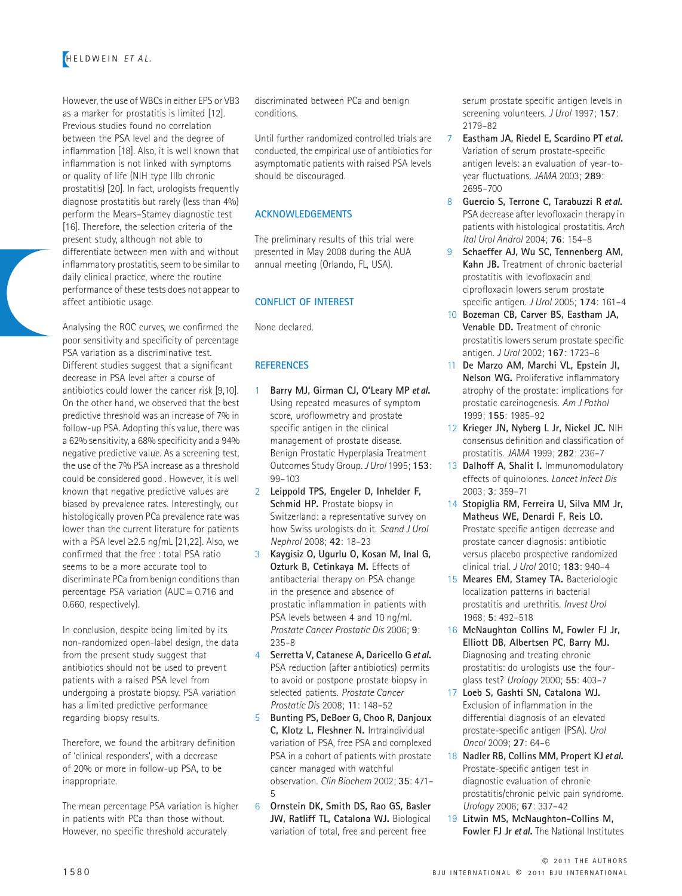However, the use of WBCs in either EPS or VB3 as a marker for prostatitis is limited [12]. Previous studies found no correlation between the PSA level and the degree of inflammation [18]. Also, it is well known that inflammation is not linked with symptoms or quality of life (NIH type IIIb chronic prostatitis) [20]. In fact, urologists frequently diagnose prostatitis but rarely (less than 4%) perform the Mears–Stamey diagnostic test [16]. Therefore, the selection criteria of the present study, although not able to differentiate between men with and without inflammatory prostatitis, seem to be similar to daily clinical practice, where the routine performance of these tests does not appear to affect antibiotic usage.

Analysing the ROC curves, we confirmed the poor sensitivity and specificity of percentage PSA variation as a discriminative test. Different studies suggest that a significant decrease in PSA level after a course of antibiotics could lower the cancer risk [9,10]. On the other hand, we observed that the best predictive threshold was an increase of 7% in follow-up PSA. Adopting this value, there was a 62% sensitivity, a 68% specificity and a 94% negative predictive value. As a screening test, the use of the 7% PSA increase as a threshold could be considered good . However, it is well known that negative predictive values are biased by prevalence rates. Interestingly, our histologically proven PCa prevalence rate was lower than the current literature for patients with a PSA level ≥2.5 ng/mL [21,22]. Also, we confirmed that the free : total PSA ratio seems to be a more accurate tool to discriminate PCa from benign conditions than percentage PSA variation (AUC = 0.716 and 0.660, respectively).

In conclusion, despite being limited by its non-randomized open-label design, the data from the present study suggest that antibiotics should not be used to prevent patients with a raised PSA level from undergoing a prostate biopsy. PSA variation has a limited predictive performance regarding biopsy results.

Therefore, we found the arbitrary definition of 'clinical responders', with a decrease of 20% or more in follow-up PSA, to be inappropriate.

The mean percentage PSA variation is higher in patients with PCa than those without. However, no specific threshold accurately discriminated between PCa and benign conditions.

Until further randomized controlled trials are conducted, the empirical use of antibiotics for asymptomatic patients with raised PSA levels should be discouraged.

## ACKNOWLEDGEMENTS

The preliminary results of this trial were presented in May 2008 during the AUA annual meeting (Orlando, FL, USA).

## CONFLICT OF INTEREST

None declared.

## REFERENCES

1. **Barry MJ, Girman CJ, O'Leary MP *et al.*** Using repeated measures of symptom score, uroflowmetry and prostate specific antigen in the clinical management of prostate disease. Benign Prostatic Hyperplasia Treatment Outcomes Study Group. *J Urol* 1995; **153**: 99–103
2. **Leippold TPS, Engeler D, Inhelder F, Schmid HP.** Prostate biopsy in Switzerland: a representative survey on how Swiss urologists do it. *Scand J Urol Nephrol* 2008; **42**: 18–23
3. **Kaygisiz O, Ugurlu O, Kosan M, Inal G, Ozturk B, Cetinkaya M.** Effects of antibacterial therapy on PSA change in the presence and absence of prostatic inflammation in patients with PSA levels between 4 and 10 ng/ml. *Prostate Cancer Prostatic Dis* 2006; **9**: 235–8
4. **Serretta V, Catanese A, Daricello G *et al.*** PSA reduction (after antibiotics) permits to avoid or postpone prostate biopsy in selected patients. *Prostate Cancer Prostatic Dis* 2008; **11**: 148–52
5. **Bunting PS, DeBoer G, Choo R, Danjoux C, Klotz L, Fleshner N.** Intraindividual variation of PSA, free PSA and complexed PSA in a cohort of patients with prostate cancer managed with watchful observation. *Clin Biochem* 2002; **35**: 471–5
6. **Ornstein DK, Smith DS, Rao GS, Basler JW, Ratliff TL, Catalona WJ.** Biological variation of total, free and percent free serum prostate specific antigen levels in screening volunteers. *J Urol* 1997; **157**: 2179–82
7. **Eastham JA, Riedel E, Scardino PT *et al.*** Variation of serum prostate-specific antigen levels: an evaluation of year-to-year fluctuations. *JAMA* 2003; **289**: 2695–700
8. **Guercio S, Terrone C, Tarabuzzi R *et al.*** PSA decrease after levofloxacin therapy in patients with histological prostatitis. *Arch Ital Urol Androl* 2004; **76**: 154–8
9. **Schaeffer AJ, Wu SC, Tennenberg AM, Kahn JB.** Treatment of chronic bacterial prostatitis with levofloxacin and ciprofloxacin lowers serum prostate specific antigen. *J Urol* 2005; **174**: 161–4
10. **Bozeman CB, Carver BS, Eastham JA, Venable DD.** Treatment of chronic prostatitis lowers serum prostate specific antigen. *J Urol* 2002; **167**: 1723–6
11. **De Marzo AM, Marchi VL, Epstein JI, Nelson WG.** Proliferative inflammatory atrophy of the prostate: implications for prostatic carcinogenesis. *Am J Pathol* 1999; **155**: 1985–92
12. **Krieger JN, Nyberg L Jr, Nickel JC.** NIH consensus definition and classification of prostatitis. *JAMA* 1999; **282**: 236–7
13. **Dalhoff A, Shalit I.** Immunomodulatory effects of quinolones. *Lancet Infect Dis* 2003; **3**: 359–71
14. **Stopiglia RM, Ferreira U, Silva MM Jr, Matheus WE, Denardi F, Reis LO.** Prostate specific antigen decrease and prostate cancer diagnosis: antibiotic versus placebo prospective randomized clinical trial. *J Urol* 2010; **183**: 940–4
15. **Meares EM, Stamey TA.** Bacteriologic localization patterns in bacterial prostatitis and urethritis. *Invest Urol* 1968; **5**: 492–518
16. **McNaughton Collins M, Fowler FJ Jr, Elliott DB, Albertsen PC, Barry MJ.** Diagnosing and treating chronic prostatitis: do urologists use the four-glass test? *Urology* 2000; **55**: 403–7
17. **Loeb S, Gashti SN, Catalona WJ.** Exclusion of inflammation in the differential diagnosis of an elevated prostate-specific antigen (PSA). *Urol Oncol* 2009; **27**: 64–6
18. **Nadler RB, Collins MM, Propert KJ *et al.*** Prostate-specific antigen test in diagnostic evaluation of chronic prostatitis/chronic pelvic pain syndrome. *Urology* 2006; **67**: 337–42
19. **Litwin MS, McNaughton-Collins M, Fowler FJ Jr *et al.*** The National Institutes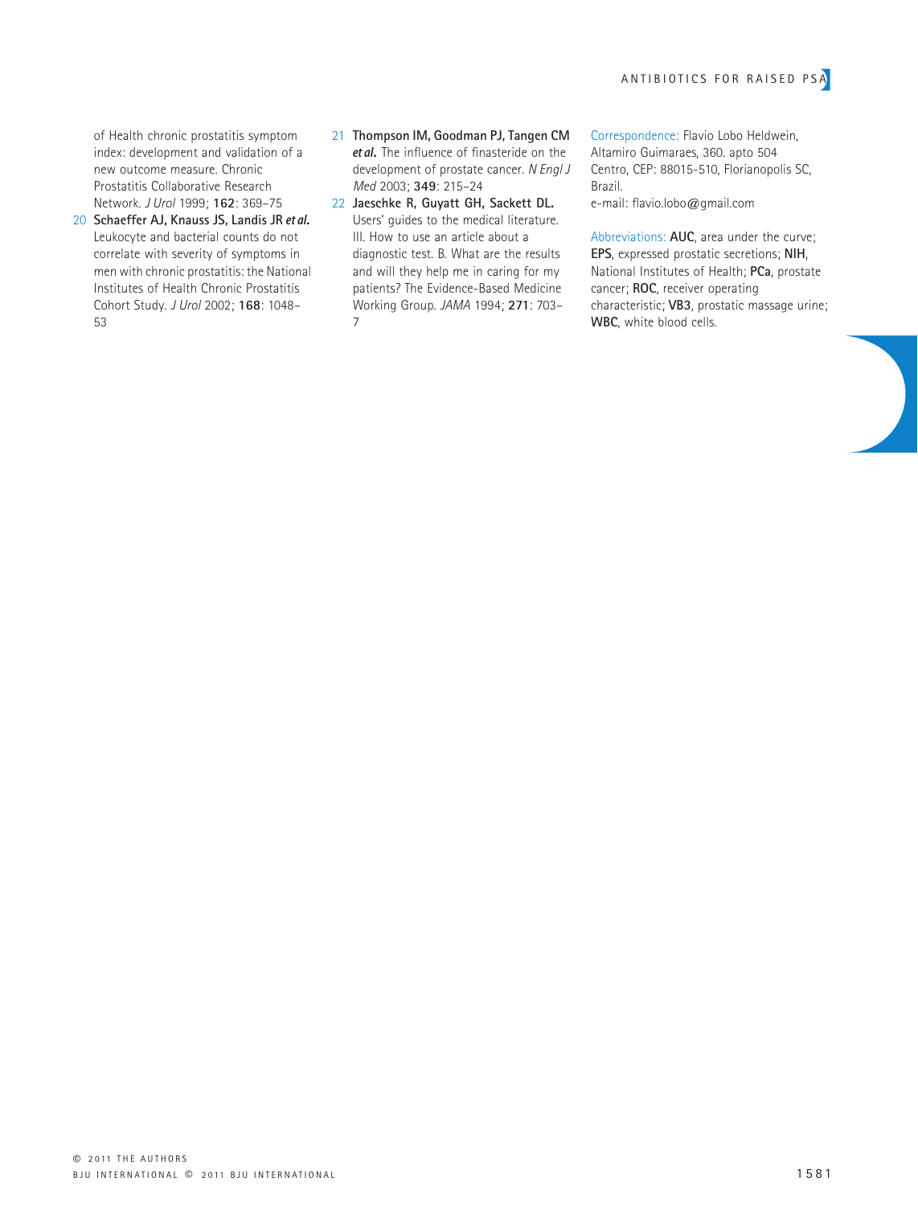of Health chronic prostatitis symptom index: development and validation of a new outcome measure. Chronic Prostatitis Collaborative Research Network. *J Urol* 1999; **162**: 369–75

20 **Schaeffer AJ, Knauss JS, Landis JR *et al*.** Leukocyte and bacterial counts do not correlate with severity of symptoms in men with chronic prostatitis: the National Institutes of Health Chronic Prostatitis Cohort Study. *J Urol* 2002; **168**: 1048–53

21 **Thompson IM, Goodman PJ, Tangen CM *et al*.** The influence of finasteride on the development of prostate cancer. *N Engl J Med* 2003; **349**: 215–24

22 **Jaeschke R, Guyatt GH, Sackett DL.** Users' guides to the medical literature. III. How to use an article about a diagnostic test. B. What are the results and will they help me in caring for my patients? The Evidence-Based Medicine Working Group. *JAMA* 1994; **271**: 703–7

Correspondence: Flavio Lobo Heldwein, Altamiro Guimaraes, 360. apto 504 Centro, CEP: 88015-510, Florianopolis SC, Brazil.
e-mail: flavio.lobo@gmail.com

Abbreviations: **AUC**, area under the curve; **EPS**, expressed prostatic secretions; **NIH**, National Institutes of Health; **PCa**, prostate cancer; **ROC**, receiver operating characteristic; **VB3**, prostatic massage urine; **WBC**, white blood cells.